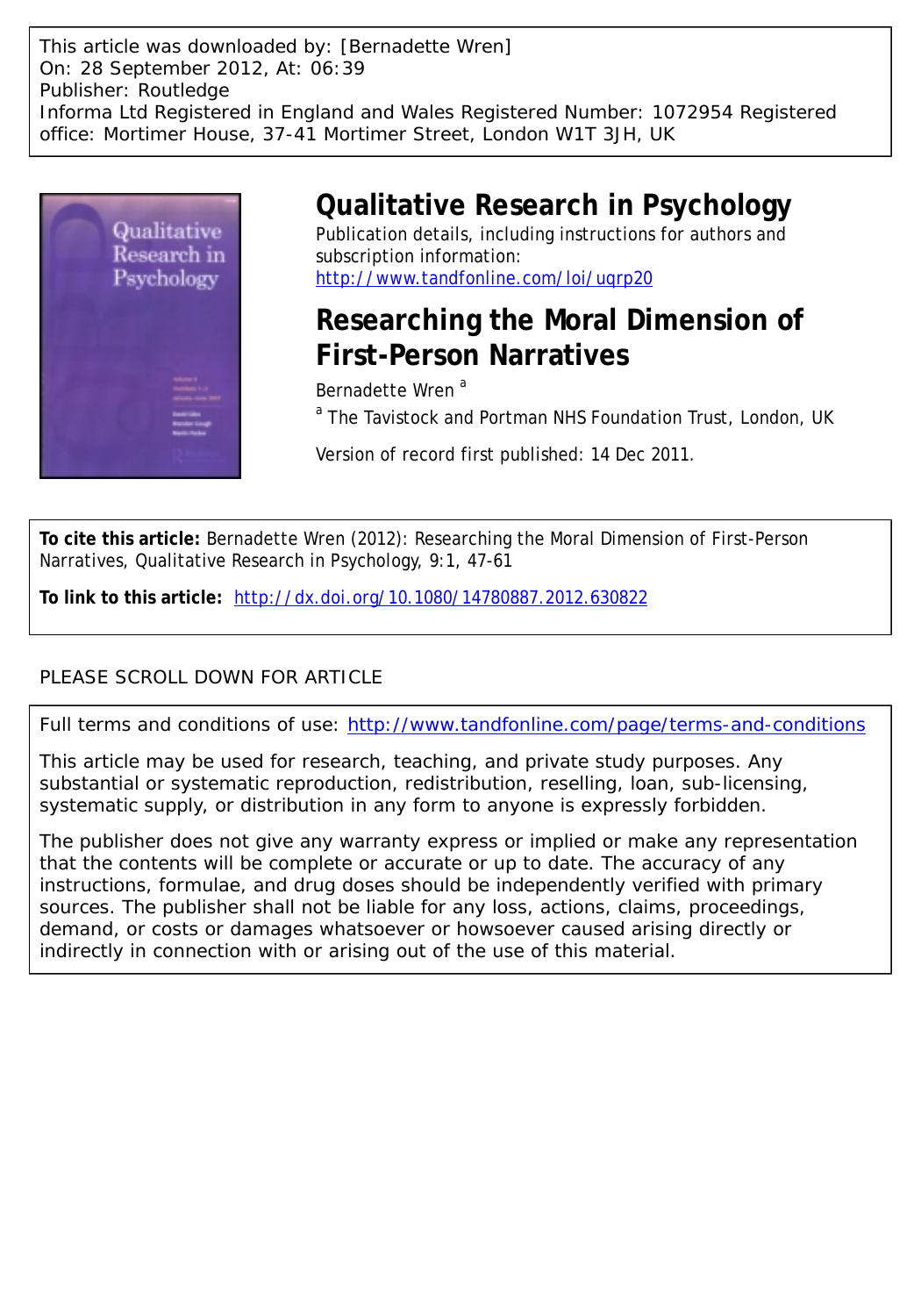This article was downloaded by: [Bernadette Wren]
On: 28 September 2012, At: 06:39
Publisher: Routledge
Informa Ltd Registered in England and Wales Registered Number: 1072954 Registered office: Mortimer House, 37-41 Mortimer Street, London W1T 3JH, UK

# Qualitative Research in Psychology

Publication details, including instructions for authors and subscription information:
http://www.tandfonline.com/loi/uqrp20

## Researching the Moral Dimension of First-Person Narratives

Bernadette Wren [a]

[a] The Tavistock and Portman NHS Foundation Trust, London, UK

Version of record first published: 14 Dec 2011.

**To cite this article:** Bernadette Wren (2012): Researching the Moral Dimension of First-Person Narratives, Qualitative Research in Psychology, 9:1, 47-61

**To link to this article:** http://dx.doi.org/10.1080/14780887.2012.630822

PLEASE SCROLL DOWN FOR ARTICLE

Full terms and conditions of use: http://www.tandfonline.com/page/terms-and-conditions

This article may be used for research, teaching, and private study purposes. Any substantial or systematic reproduction, redistribution, reselling, loan, sub-licensing, systematic supply, or distribution in any form to anyone is expressly forbidden.

The publisher does not give any warranty express or implied or make any representation that the contents will be complete or accurate or up to date. The accuracy of any instructions, formulae, and drug doses should be independently verified with primary sources. The publisher shall not be liable for any loss, actions, claims, proceedings, demand, or costs or damages whatsoever or howsoever caused arising directly or indirectly in connection with or arising out of the use of this material.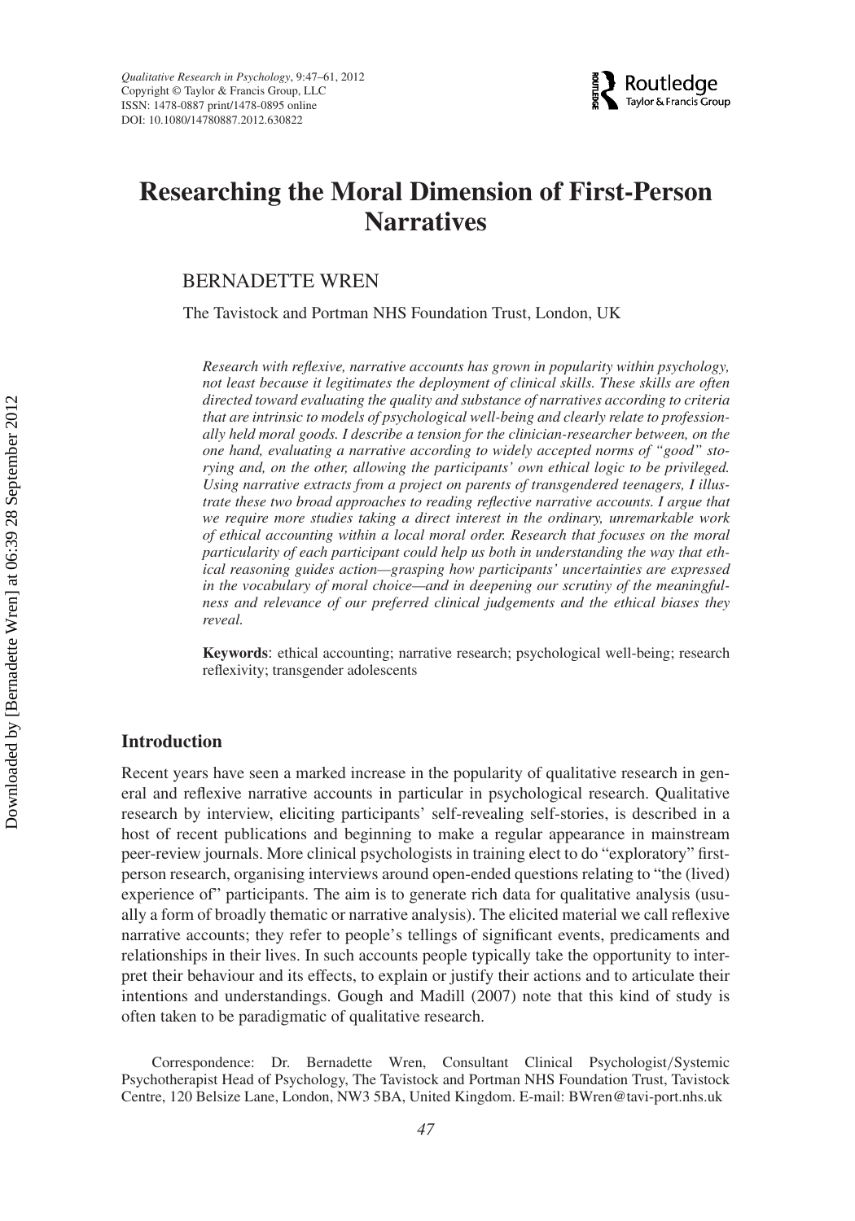# Researching the Moral Dimension of First-Person Narratives

BERNADETTE WREN

The Tavistock and Portman NHS Foundation Trust, London, UK

*Research with reflexive, narrative accounts has grown in popularity within psychology, not least because it legitimates the deployment of clinical skills. These skills are often directed toward evaluating the quality and substance of narratives according to criteria that are intrinsic to models of psychological well-being and clearly relate to professionally held moral goods. I describe a tension for the clinician-researcher between, on the one hand, evaluating a narrative according to widely accepted norms of "good" storying and, on the other, allowing the participants' own ethical logic to be privileged. Using narrative extracts from a project on parents of transgendered teenagers, I illustrate these two broad approaches to reading reflective narrative accounts. I argue that we require more studies taking a direct interest in the ordinary, unremarkable work of ethical accounting within a local moral order. Research that focuses on the moral particularity of each participant could help us both in understanding the way that ethical reasoning guides action—grasping how participants' uncertainties are expressed in the vocabulary of moral choice—and in deepening our scrutiny of the meaningfulness and relevance of our preferred clinical judgements and the ethical biases they reveal.*

**Keywords**: ethical accounting; narrative research; psychological well-being; research reflexivity; transgender adolescents

## Introduction

Recent years have seen a marked increase in the popularity of qualitative research in general and reflexive narrative accounts in particular in psychological research. Qualitative research by interview, eliciting participants' self-revealing self-stories, is described in a host of recent publications and beginning to make a regular appearance in mainstream peer-review journals. More clinical psychologists in training elect to do "exploratory" first-person research, organising interviews around open-ended questions relating to "the (lived) experience of" participants. The aim is to generate rich data for qualitative analysis (usually a form of broadly thematic or narrative analysis). The elicited material we call reflexive narrative accounts; they refer to people's tellings of significant events, predicaments and relationships in their lives. In such accounts people typically take the opportunity to interpret their behaviour and its effects, to explain or justify their actions and to articulate their intentions and understandings. Gough and Madill (2007) note that this kind of study is often taken to be paradigmatic of qualitative research.

Correspondence: Dr. Bernadette Wren, Consultant Clinical Psychologist/Systemic Psychotherapist Head of Psychology, The Tavistock and Portman NHS Foundation Trust, Tavistock Centre, 120 Belsize Lane, London, NW3 5BA, United Kingdom. E-mail: BWren@tavi-port.nhs.uk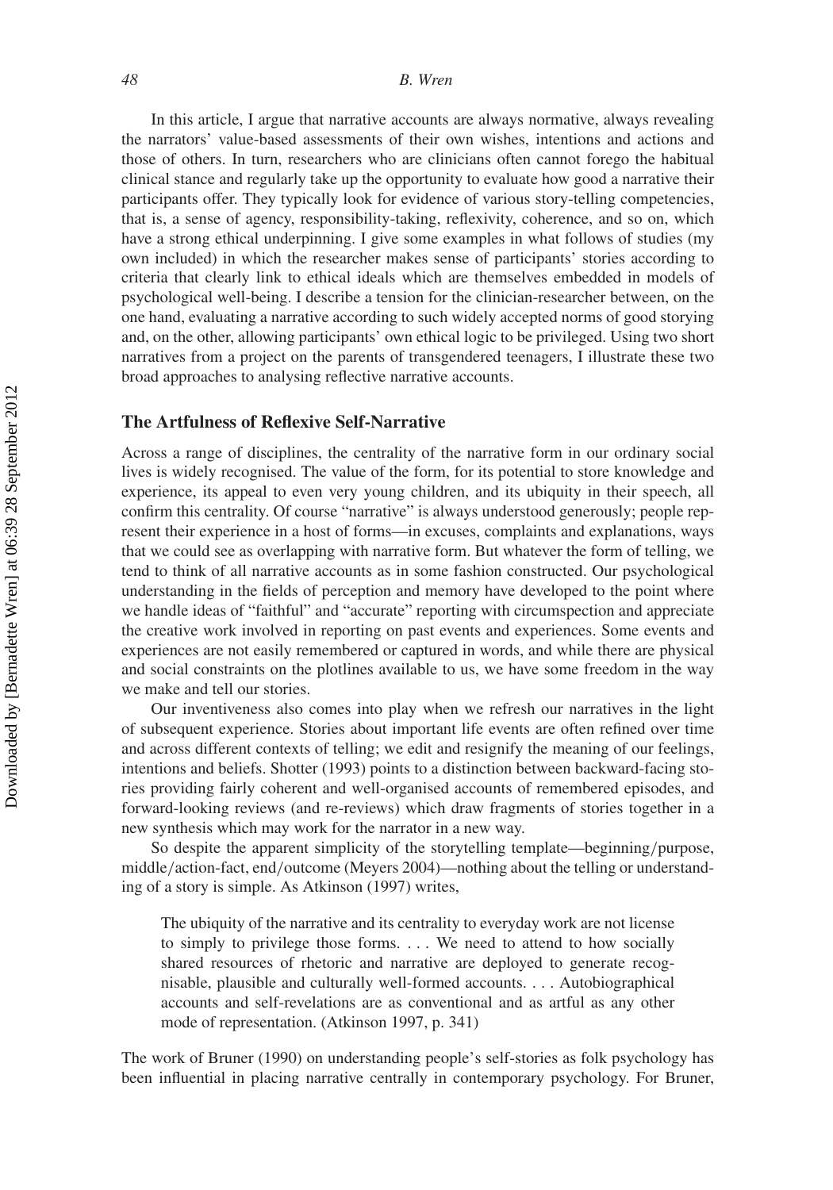In this article, I argue that narrative accounts are always normative, always revealing the narrators' value-based assessments of their own wishes, intentions and actions and those of others. In turn, researchers who are clinicians often cannot forego the habitual clinical stance and regularly take up the opportunity to evaluate how good a narrative their participants offer. They typically look for evidence of various story-telling competencies, that is, a sense of agency, responsibility-taking, reflexivity, coherence, and so on, which have a strong ethical underpinning. I give some examples in what follows of studies (my own included) in which the researcher makes sense of participants' stories according to criteria that clearly link to ethical ideals which are themselves embedded in models of psychological well-being. I describe a tension for the clinician-researcher between, on the one hand, evaluating a narrative according to such widely accepted norms of good storying and, on the other, allowing participants' own ethical logic to be privileged. Using two short narratives from a project on the parents of transgendered teenagers, I illustrate these two broad approaches to analysing reflective narrative accounts.

## The Artfulness of Reflexive Self-Narrative

Across a range of disciplines, the centrality of the narrative form in our ordinary social lives is widely recognised. The value of the form, for its potential to store knowledge and experience, its appeal to even very young children, and its ubiquity in their speech, all confirm this centrality. Of course "narrative" is always understood generously; people represent their experience in a host of forms—in excuses, complaints and explanations, ways that we could see as overlapping with narrative form. But whatever the form of telling, we tend to think of all narrative accounts as in some fashion constructed. Our psychological understanding in the fields of perception and memory have developed to the point where we handle ideas of "faithful" and "accurate" reporting with circumspection and appreciate the creative work involved in reporting on past events and experiences. Some events and experiences are not easily remembered or captured in words, and while there are physical and social constraints on the plotlines available to us, we have some freedom in the way we make and tell our stories.

Our inventiveness also comes into play when we refresh our narratives in the light of subsequent experience. Stories about important life events are often refined over time and across different contexts of telling; we edit and resignify the meaning of our feelings, intentions and beliefs. Shotter (1993) points to a distinction between backward-facing stories providing fairly coherent and well-organised accounts of remembered episodes, and forward-looking reviews (and re-reviews) which draw fragments of stories together in a new synthesis which may work for the narrator in a new way.

So despite the apparent simplicity of the storytelling template—beginning/purpose, middle/action-fact, end/outcome (Meyers 2004)—nothing about the telling or understanding of a story is simple. As Atkinson (1997) writes,

> The ubiquity of the narrative and its centrality to everyday work are not license to simply to privilege those forms. . . . We need to attend to how socially shared resources of rhetoric and narrative are deployed to generate recognisable, plausible and culturally well-formed accounts. . . . Autobiographical accounts and self-revelations are as conventional and as artful as any other mode of representation. (Atkinson 1997, p. 341)

The work of Bruner (1990) on understanding people's self-stories as folk psychology has been influential in placing narrative centrally in contemporary psychology. For Bruner,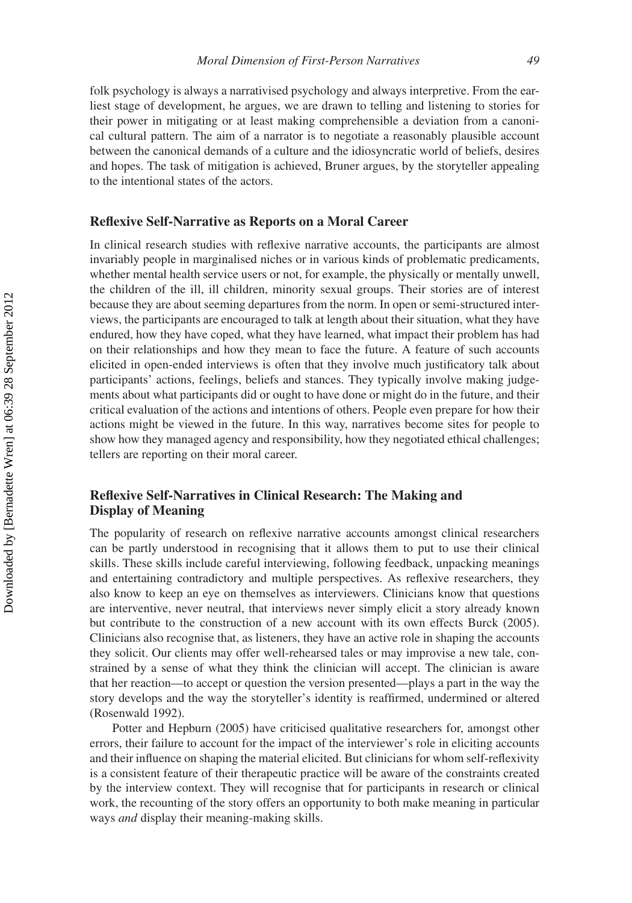folk psychology is always a narrativised psychology and always interpretive. From the earliest stage of development, he argues, we are drawn to telling and listening to stories for their power in mitigating or at least making comprehensible a deviation from a canonical cultural pattern. The aim of a narrator is to negotiate a reasonably plausible account between the canonical demands of a culture and the idiosyncratic world of beliefs, desires and hopes. The task of mitigation is achieved, Bruner argues, by the storyteller appealing to the intentional states of the actors.

## Reflexive Self-Narrative as Reports on a Moral Career

In clinical research studies with reflexive narrative accounts, the participants are almost invariably people in marginalised niches or in various kinds of problematic predicaments, whether mental health service users or not, for example, the physically or mentally unwell, the children of the ill, ill children, minority sexual groups. Their stories are of interest because they are about seeming departures from the norm. In open or semi-structured interviews, the participants are encouraged to talk at length about their situation, what they have endured, how they have coped, what they have learned, what impact their problem has had on their relationships and how they mean to face the future. A feature of such accounts elicited in open-ended interviews is often that they involve much justificatory talk about participants' actions, feelings, beliefs and stances. They typically involve making judgements about what participants did or ought to have done or might do in the future, and their critical evaluation of the actions and intentions of others. People even prepare for how their actions might be viewed in the future. In this way, narratives become sites for people to show how they managed agency and responsibility, how they negotiated ethical challenges; tellers are reporting on their moral career.

## Reflexive Self-Narratives in Clinical Research: The Making and Display of Meaning

The popularity of research on reflexive narrative accounts amongst clinical researchers can be partly understood in recognising that it allows them to put to use their clinical skills. These skills include careful interviewing, following feedback, unpacking meanings and entertaining contradictory and multiple perspectives. As reflexive researchers, they also know to keep an eye on themselves as interviewers. Clinicians know that questions are interventive, never neutral, that interviews never simply elicit a story already known but contribute to the construction of a new account with its own effects Burck (2005). Clinicians also recognise that, as listeners, they have an active role in shaping the accounts they solicit. Our clients may offer well-rehearsed tales or may improvise a new tale, constrained by a sense of what they think the clinician will accept. The clinician is aware that her reaction—to accept or question the version presented—plays a part in the way the story develops and the way the storyteller's identity is reaffirmed, undermined or altered (Rosenwald 1992).

Potter and Hepburn (2005) have criticised qualitative researchers for, amongst other errors, their failure to account for the impact of the interviewer's role in eliciting accounts and their influence on shaping the material elicited. But clinicians for whom self-reflexivity is a consistent feature of their therapeutic practice will be aware of the constraints created by the interview context. They will recognise that for participants in research or clinical work, the recounting of the story offers an opportunity to both make meaning in particular ways *and* display their meaning-making skills.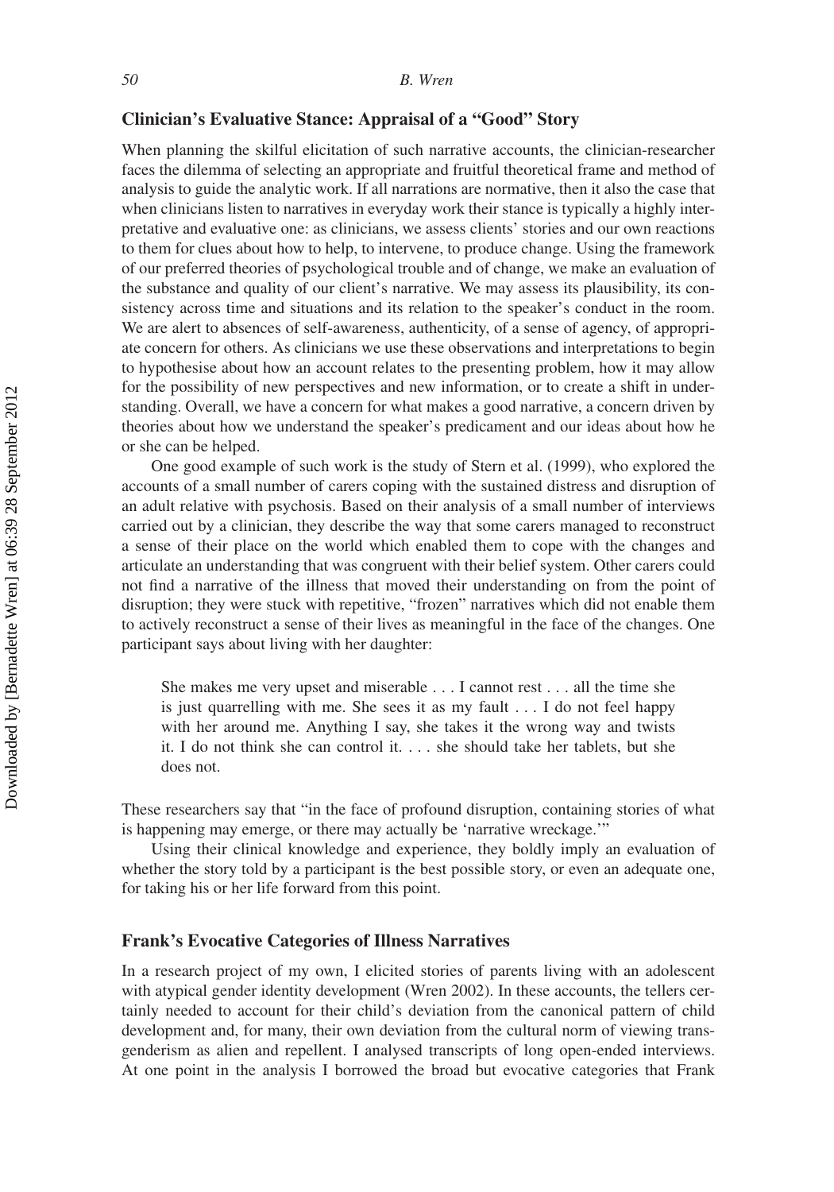## Clinician's Evaluative Stance: Appraisal of a "Good" Story

When planning the skilful elicitation of such narrative accounts, the clinician-researcher faces the dilemma of selecting an appropriate and fruitful theoretical frame and method of analysis to guide the analytic work. If all narrations are normative, then it also the case that when clinicians listen to narratives in everyday work their stance is typically a highly interpretative and evaluative one: as clinicians, we assess clients' stories and our own reactions to them for clues about how to help, to intervene, to produce change. Using the framework of our preferred theories of psychological trouble and of change, we make an evaluation of the substance and quality of our client's narrative. We may assess its plausibility, its consistency across time and situations and its relation to the speaker's conduct in the room. We are alert to absences of self-awareness, authenticity, of a sense of agency, of appropriate concern for others. As clinicians we use these observations and interpretations to begin to hypothesise about how an account relates to the presenting problem, how it may allow for the possibility of new perspectives and new information, or to create a shift in understanding. Overall, we have a concern for what makes a good narrative, a concern driven by theories about how we understand the speaker's predicament and our ideas about how he or she can be helped.

One good example of such work is the study of Stern et al. (1999), who explored the accounts of a small number of carers coping with the sustained distress and disruption of an adult relative with psychosis. Based on their analysis of a small number of interviews carried out by a clinician, they describe the way that some carers managed to reconstruct a sense of their place on the world which enabled them to cope with the changes and articulate an understanding that was congruent with their belief system. Other carers could not find a narrative of the illness that moved their understanding on from the point of disruption; they were stuck with repetitive, "frozen" narratives which did not enable them to actively reconstruct a sense of their lives as meaningful in the face of the changes. One participant says about living with her daughter:

> She makes me very upset and miserable . . . I cannot rest . . . all the time she is just quarrelling with me. She sees it as my fault . . . I do not feel happy with her around me. Anything I say, she takes it the wrong way and twists it. I do not think she can control it. . . . she should take her tablets, but she does not.

These researchers say that "in the face of profound disruption, containing stories of what is happening may emerge, or there may actually be 'narrative wreckage.'"

Using their clinical knowledge and experience, they boldly imply an evaluation of whether the story told by a participant is the best possible story, or even an adequate one, for taking his or her life forward from this point.

## Frank's Evocative Categories of Illness Narratives

In a research project of my own, I elicited stories of parents living with an adolescent with atypical gender identity development (Wren 2002). In these accounts, the tellers certainly needed to account for their child's deviation from the canonical pattern of child development and, for many, their own deviation from the cultural norm of viewing transgenderism as alien and repellent. I analysed transcripts of long open-ended interviews. At one point in the analysis I borrowed the broad but evocative categories that Frank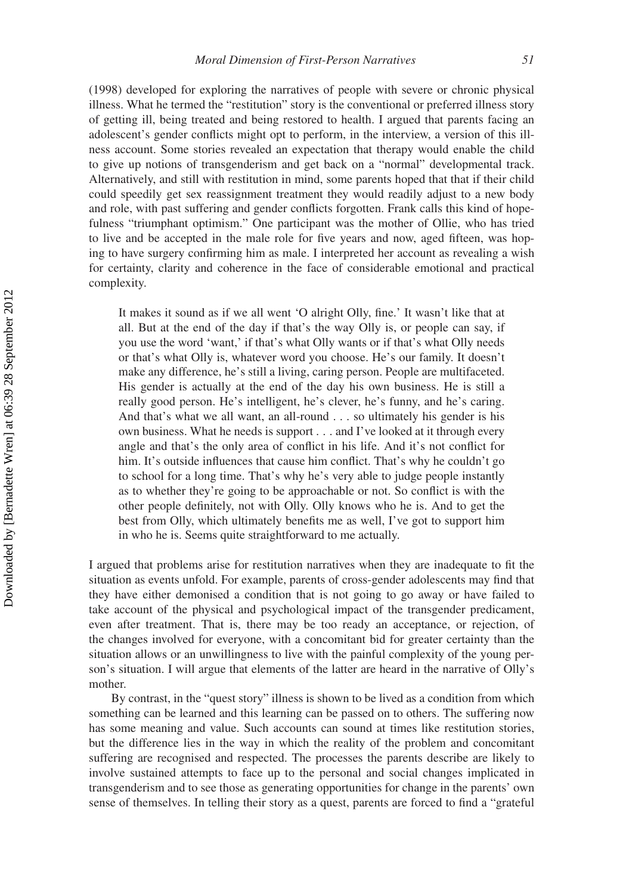(1998) developed for exploring the narratives of people with severe or chronic physical illness. What he termed the "restitution" story is the conventional or preferred illness story of getting ill, being treated and being restored to health. I argued that parents facing an adolescent's gender conflicts might opt to perform, in the interview, a version of this illness account. Some stories revealed an expectation that therapy would enable the child to give up notions of transgenderism and get back on a "normal" developmental track. Alternatively, and still with restitution in mind, some parents hoped that that if their child could speedily get sex reassignment treatment they would readily adjust to a new body and role, with past suffering and gender conflicts forgotten. Frank calls this kind of hopefulness "triumphant optimism." One participant was the mother of Ollie, who has tried to live and be accepted in the male role for five years and now, aged fifteen, was hoping to have surgery confirming him as male. I interpreted her account as revealing a wish for certainty, clarity and coherence in the face of considerable emotional and practical complexity.

> It makes it sound as if we all went 'O alright Olly, fine.' It wasn't like that at all. But at the end of the day if that's the way Olly is, or people can say, if you use the word 'want,' if that's what Olly wants or if that's what Olly needs or that's what Olly is, whatever word you choose. He's our family. It doesn't make any difference, he's still a living, caring person. People are multifaceted. His gender is actually at the end of the day his own business. He is still a really good person. He's intelligent, he's clever, he's funny, and he's caring. And that's what we all want, an all-round . . . so ultimately his gender is his own business. What he needs is support . . . and I've looked at it through every angle and that's the only area of conflict in his life. And it's not conflict for him. It's outside influences that cause him conflict. That's why he couldn't go to school for a long time. That's why he's very able to judge people instantly as to whether they're going to be approachable or not. So conflict is with the other people definitely, not with Olly. Olly knows who he is. And to get the best from Olly, which ultimately benefits me as well, I've got to support him in who he is. Seems quite straightforward to me actually.

I argued that problems arise for restitution narratives when they are inadequate to fit the situation as events unfold. For example, parents of cross-gender adolescents may find that they have either demonised a condition that is not going to go away or have failed to take account of the physical and psychological impact of the transgender predicament, even after treatment. That is, there may be too ready an acceptance, or rejection, of the changes involved for everyone, with a concomitant bid for greater certainty than the situation allows or an unwillingness to live with the painful complexity of the young person's situation. I will argue that elements of the latter are heard in the narrative of Olly's mother.

By contrast, in the "quest story" illness is shown to be lived as a condition from which something can be learned and this learning can be passed on to others. The suffering now has some meaning and value. Such accounts can sound at times like restitution stories, but the difference lies in the way in which the reality of the problem and concomitant suffering are recognised and respected. The processes the parents describe are likely to involve sustained attempts to face up to the personal and social changes implicated in transgenderism and to see those as generating opportunities for change in the parents' own sense of themselves. In telling their story as a quest, parents are forced to find a "grateful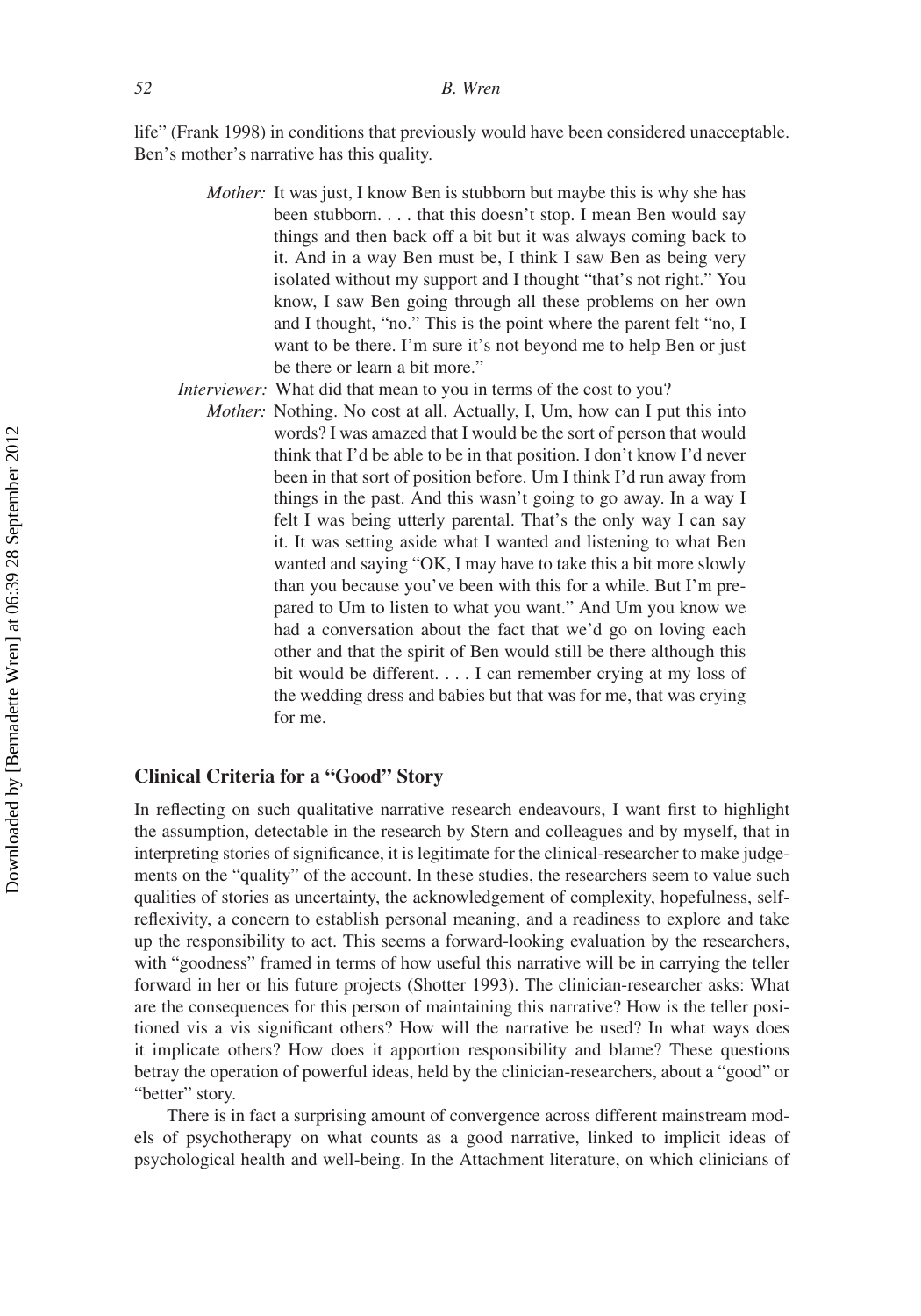life" (Frank 1998) in conditions that previously would have been considered unacceptable. Ben's mother's narrative has this quality.

> *Mother:* It was just, I know Ben is stubborn but maybe this is why she has been stubborn. . . . that this doesn't stop. I mean Ben would say things and then back off a bit but it was always coming back to it. And in a way Ben must be, I think I saw Ben as being very isolated without my support and I thought "that's not right." You know, I saw Ben going through all these problems on her own and I thought, "no." This is the point where the parent felt "no, I want to be there. I'm sure it's not beyond me to help Ben or just be there or learn a bit more."
>
> *Interviewer:* What did that mean to you in terms of the cost to you?
>
> *Mother:* Nothing. No cost at all. Actually, I, Um, how can I put this into words? I was amazed that I would be the sort of person that would think that I'd be able to be in that position. I don't know I'd never been in that sort of position before. Um I think I'd run away from things in the past. And this wasn't going to go away. In a way I felt I was being utterly parental. That's the only way I can say it. It was setting aside what I wanted and listening to what Ben wanted and saying "OK, I may have to take this a bit more slowly than you because you've been with this for a while. But I'm prepared to Um to listen to what you want." And Um you know we had a conversation about the fact that we'd go on loving each other and that the spirit of Ben would still be there although this bit would be different. . . . I can remember crying at my loss of the wedding dress and babies but that was for me, that was crying for me.

## Clinical Criteria for a "Good" Story

In reflecting on such qualitative narrative research endeavours, I want first to highlight the assumption, detectable in the research by Stern and colleagues and by myself, that in interpreting stories of significance, it is legitimate for the clinical-researcher to make judgements on the "quality" of the account. In these studies, the researchers seem to value such qualities of stories as uncertainty, the acknowledgement of complexity, hopefulness, self-reflexivity, a concern to establish personal meaning, and a readiness to explore and take up the responsibility to act. This seems a forward-looking evaluation by the researchers, with "goodness" framed in terms of how useful this narrative will be in carrying the teller forward in her or his future projects (Shotter 1993). The clinician-researcher asks: What are the consequences for this person of maintaining this narrative? How is the teller positioned vis a vis significant others? How will the narrative be used? In what ways does it implicate others? How does it apportion responsibility and blame? These questions betray the operation of powerful ideas, held by the clinician-researchers, about a "good" or "better" story.

There is in fact a surprising amount of convergence across different mainstream models of psychotherapy on what counts as a good narrative, linked to implicit ideas of psychological health and well-being. In the Attachment literature, on which clinicians of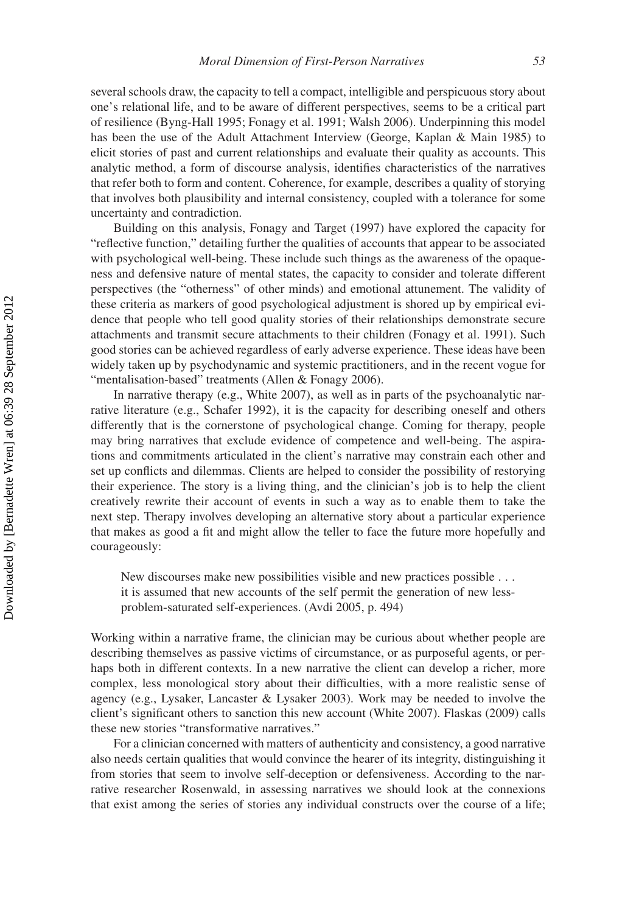several schools draw, the capacity to tell a compact, intelligible and perspicuous story about one's relational life, and to be aware of different perspectives, seems to be a critical part of resilience (Byng-Hall 1995; Fonagy et al. 1991; Walsh 2006). Underpinning this model has been the use of the Adult Attachment Interview (George, Kaplan & Main 1985) to elicit stories of past and current relationships and evaluate their quality as accounts. This analytic method, a form of discourse analysis, identifies characteristics of the narratives that refer both to form and content. Coherence, for example, describes a quality of storying that involves both plausibility and internal consistency, coupled with a tolerance for some uncertainty and contradiction.

Building on this analysis, Fonagy and Target (1997) have explored the capacity for "reflective function," detailing further the qualities of accounts that appear to be associated with psychological well-being. These include such things as the awareness of the opaqueness and defensive nature of mental states, the capacity to consider and tolerate different perspectives (the "otherness" of other minds) and emotional attunement. The validity of these criteria as markers of good psychological adjustment is shored up by empirical evidence that people who tell good quality stories of their relationships demonstrate secure attachments and transmit secure attachments to their children (Fonagy et al. 1991). Such good stories can be achieved regardless of early adverse experience. These ideas have been widely taken up by psychodynamic and systemic practitioners, and in the recent vogue for "mentalisation-based" treatments (Allen & Fonagy 2006).

In narrative therapy (e.g., White 2007), as well as in parts of the psychoanalytic narrative literature (e.g., Schafer 1992), it is the capacity for describing oneself and others differently that is the cornerstone of psychological change. Coming for therapy, people may bring narratives that exclude evidence of competence and well-being. The aspirations and commitments articulated in the client's narrative may constrain each other and set up conflicts and dilemmas. Clients are helped to consider the possibility of restorying their experience. The story is a living thing, and the clinician's job is to help the client creatively rewrite their account of events in such a way as to enable them to take the next step. Therapy involves developing an alternative story about a particular experience that makes as good a fit and might allow the teller to face the future more hopefully and courageously:

> New discourses make new possibilities visible and new practices possible . . . it is assumed that new accounts of the self permit the generation of new less-problem-saturated self-experiences. (Avdi 2005, p. 494)

Working within a narrative frame, the clinician may be curious about whether people are describing themselves as passive victims of circumstance, or as purposeful agents, or perhaps both in different contexts. In a new narrative the client can develop a richer, more complex, less monological story about their difficulties, with a more realistic sense of agency (e.g., Lysaker, Lancaster & Lysaker 2003). Work may be needed to involve the client's significant others to sanction this new account (White 2007). Flaskas (2009) calls these new stories "transformative narratives."

For a clinician concerned with matters of authenticity and consistency, a good narrative also needs certain qualities that would convince the hearer of its integrity, distinguishing it from stories that seem to involve self-deception or defensiveness. According to the narrative researcher Rosenwald, in assessing narratives we should look at the connexions that exist among the series of stories any individual constructs over the course of a life;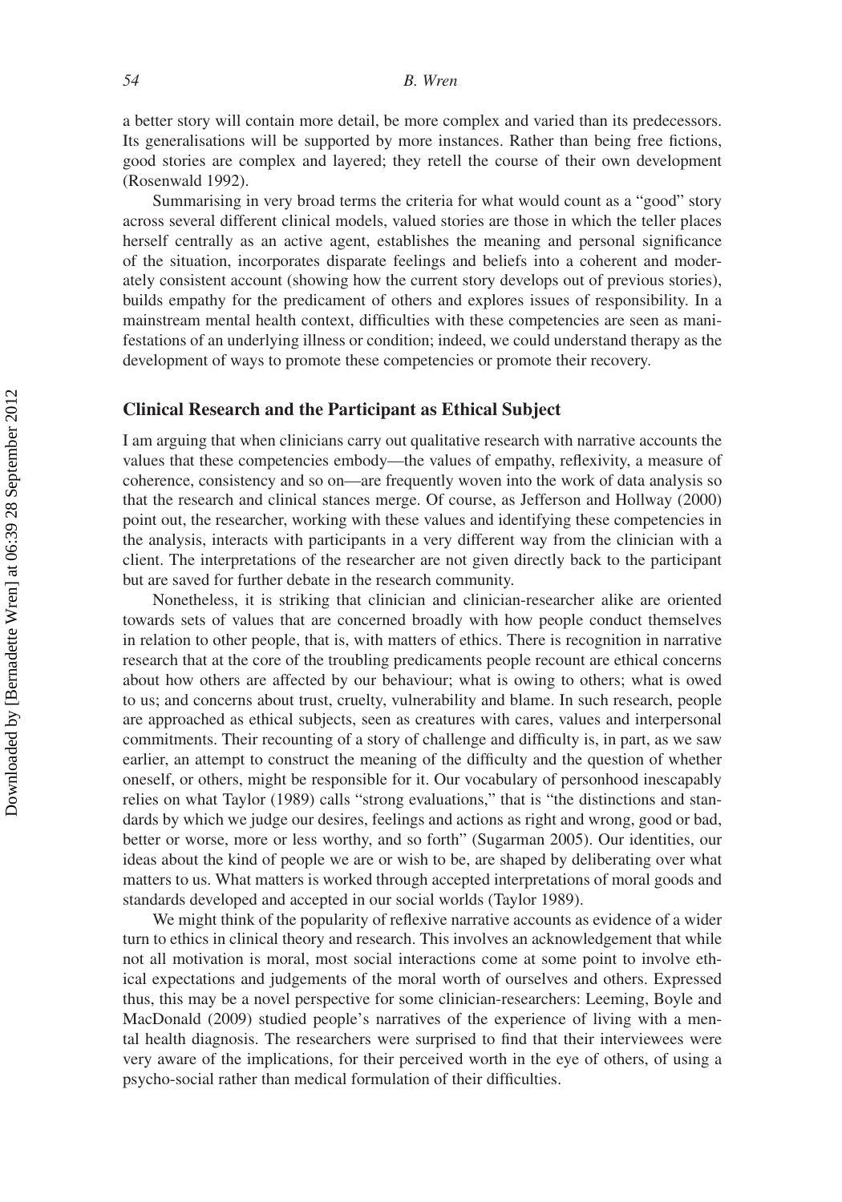a better story will contain more detail, be more complex and varied than its predecessors. Its generalisations will be supported by more instances. Rather than being free fictions, good stories are complex and layered; they retell the course of their own development (Rosenwald 1992).

Summarising in very broad terms the criteria for what would count as a "good" story across several different clinical models, valued stories are those in which the teller places herself centrally as an active agent, establishes the meaning and personal significance of the situation, incorporates disparate feelings and beliefs into a coherent and moderately consistent account (showing how the current story develops out of previous stories), builds empathy for the predicament of others and explores issues of responsibility. In a mainstream mental health context, difficulties with these competencies are seen as manifestations of an underlying illness or condition; indeed, we could understand therapy as the development of ways to promote these competencies or promote their recovery.

## Clinical Research and the Participant as Ethical Subject

I am arguing that when clinicians carry out qualitative research with narrative accounts the values that these competencies embody—the values of empathy, reflexivity, a measure of coherence, consistency and so on—are frequently woven into the work of data analysis so that the research and clinical stances merge. Of course, as Jefferson and Hollway (2000) point out, the researcher, working with these values and identifying these competencies in the analysis, interacts with participants in a very different way from the clinician with a client. The interpretations of the researcher are not given directly back to the participant but are saved for further debate in the research community.

Nonetheless, it is striking that clinician and clinician-researcher alike are oriented towards sets of values that are concerned broadly with how people conduct themselves in relation to other people, that is, with matters of ethics. There is recognition in narrative research that at the core of the troubling predicaments people recount are ethical concerns about how others are affected by our behaviour; what is owing to others; what is owed to us; and concerns about trust, cruelty, vulnerability and blame. In such research, people are approached as ethical subjects, seen as creatures with cares, values and interpersonal commitments. Their recounting of a story of challenge and difficulty is, in part, as we saw earlier, an attempt to construct the meaning of the difficulty and the question of whether oneself, or others, might be responsible for it. Our vocabulary of personhood inescapably relies on what Taylor (1989) calls "strong evaluations," that is "the distinctions and standards by which we judge our desires, feelings and actions as right and wrong, good or bad, better or worse, more or less worthy, and so forth" (Sugarman 2005). Our identities, our ideas about the kind of people we are or wish to be, are shaped by deliberating over what matters to us. What matters is worked through accepted interpretations of moral goods and standards developed and accepted in our social worlds (Taylor 1989).

We might think of the popularity of reflexive narrative accounts as evidence of a wider turn to ethics in clinical theory and research. This involves an acknowledgement that while not all motivation is moral, most social interactions come at some point to involve ethical expectations and judgements of the moral worth of ourselves and others. Expressed thus, this may be a novel perspective for some clinician-researchers: Leeming, Boyle and MacDonald (2009) studied people's narratives of the experience of living with a mental health diagnosis. The researchers were surprised to find that their interviewees were very aware of the implications, for their perceived worth in the eye of others, of using a psycho-social rather than medical formulation of their difficulties.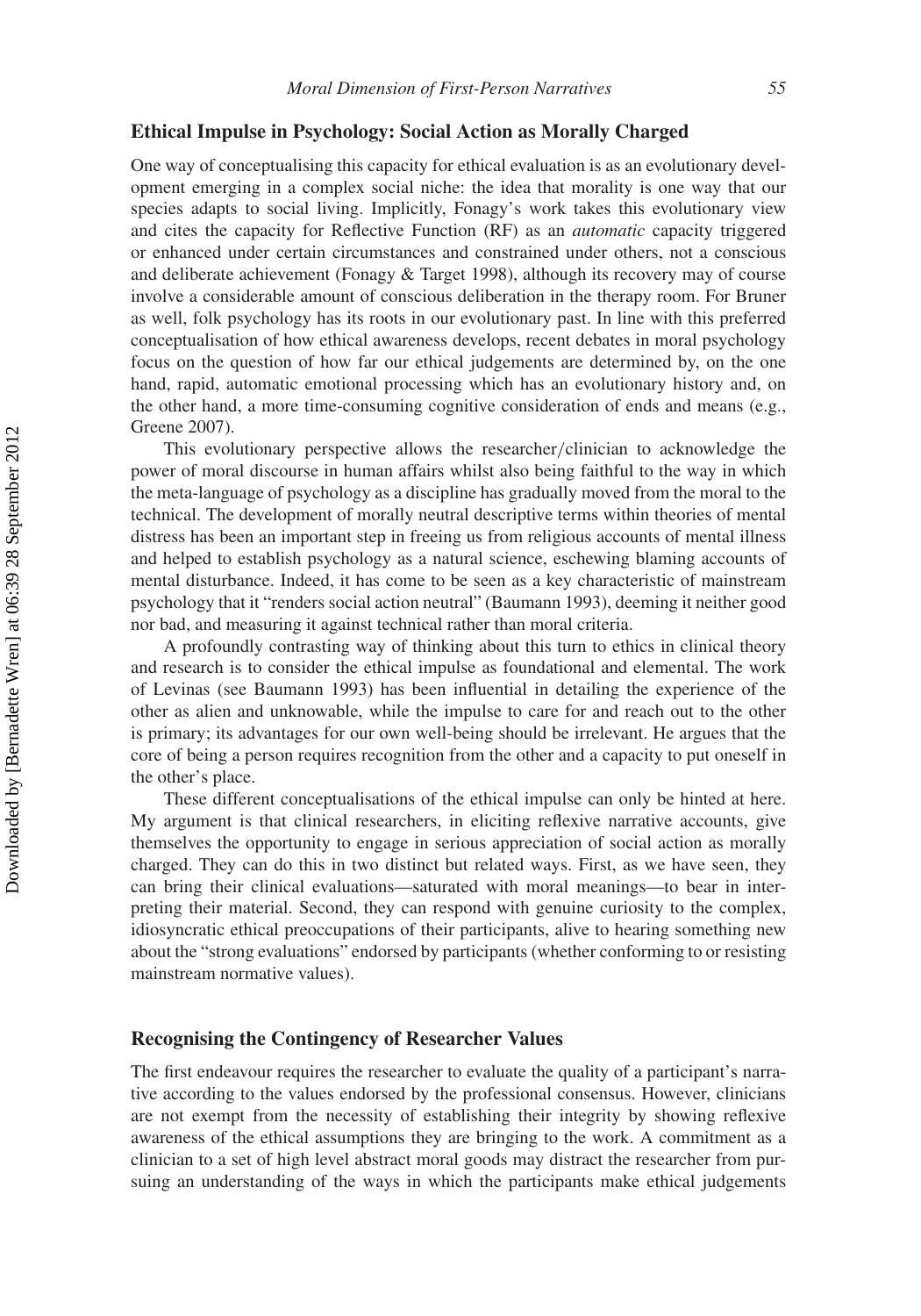### Ethical Impulse in Psychology: Social Action as Morally Charged

One way of conceptualising this capacity for ethical evaluation is as an evolutionary development emerging in a complex social niche: the idea that morality is one way that our species adapts to social living. Implicitly, Fonagy's work takes this evolutionary view and cites the capacity for Reflective Function (RF) as an *automatic* capacity triggered or enhanced under certain circumstances and constrained under others, not a conscious and deliberate achievement (Fonagy & Target 1998), although its recovery may of course involve a considerable amount of conscious deliberation in the therapy room. For Bruner as well, folk psychology has its roots in our evolutionary past. In line with this preferred conceptualisation of how ethical awareness develops, recent debates in moral psychology focus on the question of how far our ethical judgements are determined by, on the one hand, rapid, automatic emotional processing which has an evolutionary history and, on the other hand, a more time-consuming cognitive consideration of ends and means (e.g., Greene 2007).

This evolutionary perspective allows the researcher/clinician to acknowledge the power of moral discourse in human affairs whilst also being faithful to the way in which the meta-language of psychology as a discipline has gradually moved from the moral to the technical. The development of morally neutral descriptive terms within theories of mental distress has been an important step in freeing us from religious accounts of mental illness and helped to establish psychology as a natural science, eschewing blaming accounts of mental disturbance. Indeed, it has come to be seen as a key characteristic of mainstream psychology that it "renders social action neutral" (Baumann 1993), deeming it neither good nor bad, and measuring it against technical rather than moral criteria.

A profoundly contrasting way of thinking about this turn to ethics in clinical theory and research is to consider the ethical impulse as foundational and elemental. The work of Levinas (see Baumann 1993) has been influential in detailing the experience of the other as alien and unknowable, while the impulse to care for and reach out to the other is primary; its advantages for our own well-being should be irrelevant. He argues that the core of being a person requires recognition from the other and a capacity to put oneself in the other's place.

These different conceptualisations of the ethical impulse can only be hinted at here. My argument is that clinical researchers, in eliciting reflexive narrative accounts, give themselves the opportunity to engage in serious appreciation of social action as morally charged. They can do this in two distinct but related ways. First, as we have seen, they can bring their clinical evaluations—saturated with moral meanings—to bear in interpreting their material. Second, they can respond with genuine curiosity to the complex, idiosyncratic ethical preoccupations of their participants, alive to hearing something new about the "strong evaluations" endorsed by participants (whether conforming to or resisting mainstream normative values).

### Recognising the Contingency of Researcher Values

The first endeavour requires the researcher to evaluate the quality of a participant's narrative according to the values endorsed by the professional consensus. However, clinicians are not exempt from the necessity of establishing their integrity by showing reflexive awareness of the ethical assumptions they are bringing to the work. A commitment as a clinician to a set of high level abstract moral goods may distract the researcher from pursuing an understanding of the ways in which the participants make ethical judgements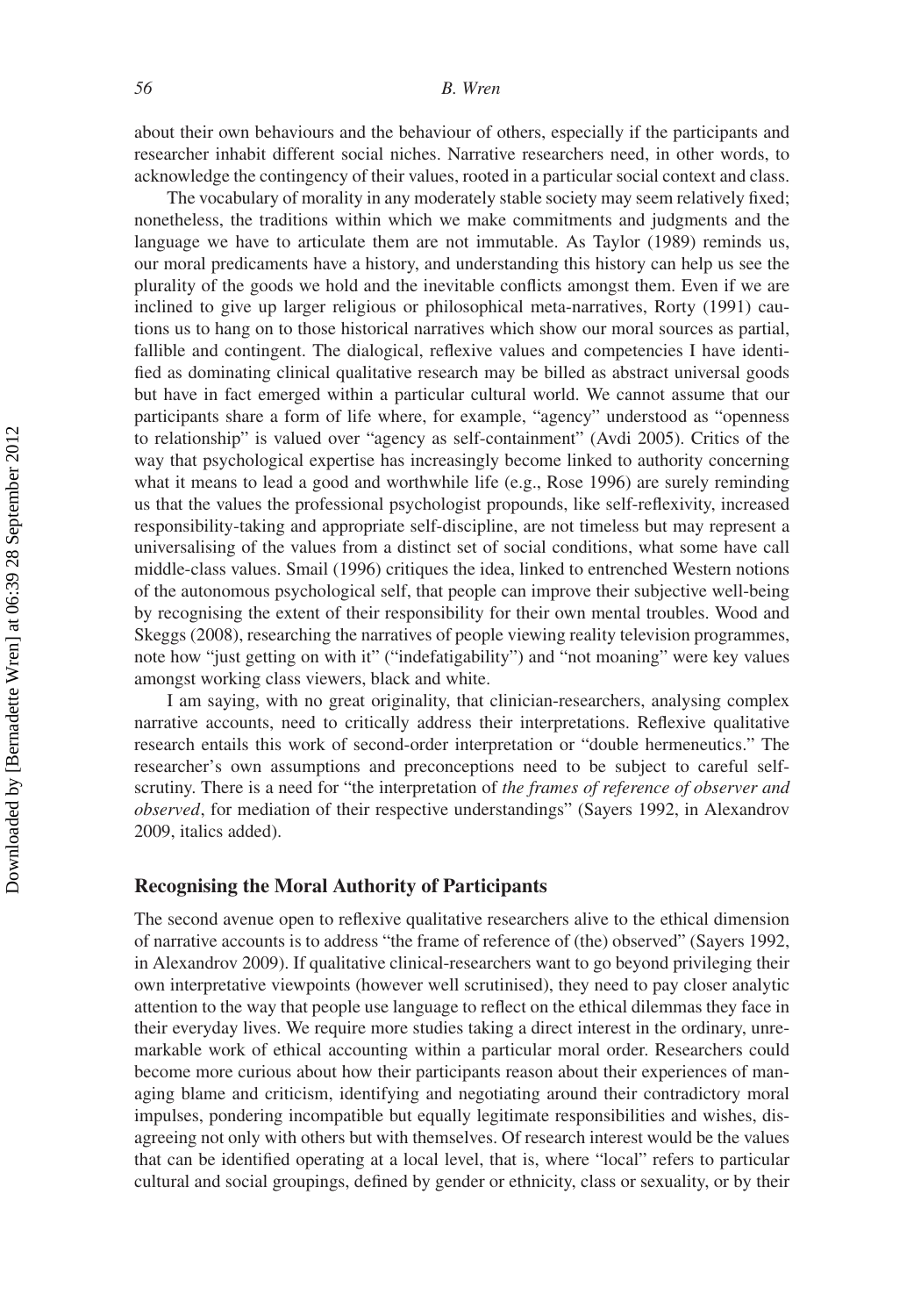about their own behaviours and the behaviour of others, especially if the participants and researcher inhabit different social niches. Narrative researchers need, in other words, to acknowledge the contingency of their values, rooted in a particular social context and class.

The vocabulary of morality in any moderately stable society may seem relatively fixed; nonetheless, the traditions within which we make commitments and judgments and the language we have to articulate them are not immutable. As Taylor (1989) reminds us, our moral predicaments have a history, and understanding this history can help us see the plurality of the goods we hold and the inevitable conflicts amongst them. Even if we are inclined to give up larger religious or philosophical meta-narratives, Rorty (1991) cautions us to hang on to those historical narratives which show our moral sources as partial, fallible and contingent. The dialogical, reflexive values and competencies I have identified as dominating clinical qualitative research may be billed as abstract universal goods but have in fact emerged within a particular cultural world. We cannot assume that our participants share a form of life where, for example, "agency" understood as "openness to relationship" is valued over "agency as self-containment" (Avdi 2005). Critics of the way that psychological expertise has increasingly become linked to authority concerning what it means to lead a good and worthwhile life (e.g., Rose 1996) are surely reminding us that the values the professional psychologist propounds, like self-reflexivity, increased responsibility-taking and appropriate self-discipline, are not timeless but may represent a universalising of the values from a distinct set of social conditions, what some have call middle-class values. Smail (1996) critiques the idea, linked to entrenched Western notions of the autonomous psychological self, that people can improve their subjective well-being by recognising the extent of their responsibility for their own mental troubles. Wood and Skeggs (2008), researching the narratives of people viewing reality television programmes, note how "just getting on with it" ("indefatigability") and "not moaning" were key values amongst working class viewers, black and white.

I am saying, with no great originality, that clinician-researchers, analysing complex narrative accounts, need to critically address their interpretations. Reflexive qualitative research entails this work of second-order interpretation or "double hermeneutics." The researcher's own assumptions and preconceptions need to be subject to careful self-scrutiny. There is a need for "the interpretation of *the frames of reference of observer and observed*, for mediation of their respective understandings" (Sayers 1992, in Alexandrov 2009, italics added).

## Recognising the Moral Authority of Participants

The second avenue open to reflexive qualitative researchers alive to the ethical dimension of narrative accounts is to address "the frame of reference of (the) observed" (Sayers 1992, in Alexandrov 2009). If qualitative clinical-researchers want to go beyond privileging their own interpretative viewpoints (however well scrutinised), they need to pay closer analytic attention to the way that people use language to reflect on the ethical dilemmas they face in their everyday lives. We require more studies taking a direct interest in the ordinary, unremarkable work of ethical accounting within a particular moral order. Researchers could become more curious about how their participants reason about their experiences of managing blame and criticism, identifying and negotiating around their contradictory moral impulses, pondering incompatible but equally legitimate responsibilities and wishes, disagreeing not only with others but with themselves. Of research interest would be the values that can be identified operating at a local level, that is, where "local" refers to particular cultural and social groupings, defined by gender or ethnicity, class or sexuality, or by their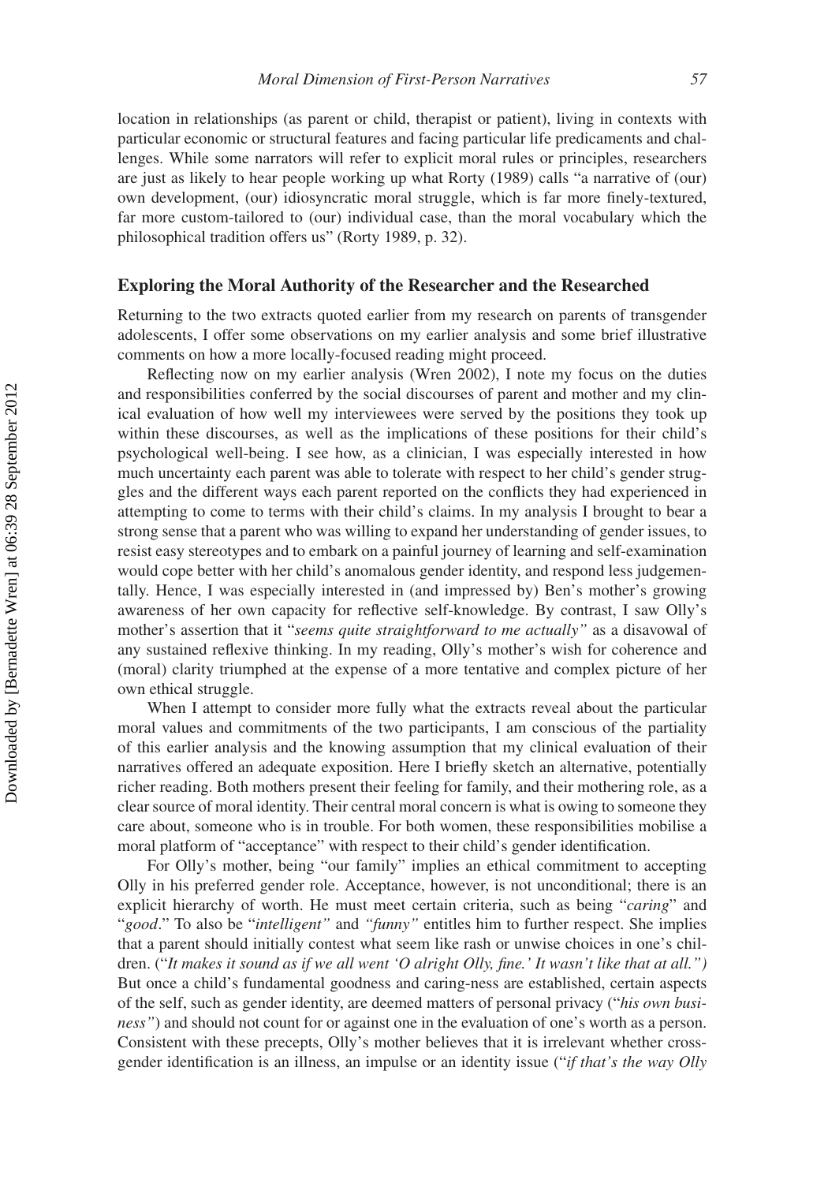location in relationships (as parent or child, therapist or patient), living in contexts with particular economic or structural features and facing particular life predicaments and challenges. While some narrators will refer to explicit moral rules or principles, researchers are just as likely to hear people working up what Rorty (1989) calls "a narrative of (our) own development, (our) idiosyncratic moral struggle, which is far more finely-textured, far more custom-tailored to (our) individual case, than the moral vocabulary which the philosophical tradition offers us" (Rorty 1989, p. 32).

## Exploring the Moral Authority of the Researcher and the Researched

Returning to the two extracts quoted earlier from my research on parents of transgender adolescents, I offer some observations on my earlier analysis and some brief illustrative comments on how a more locally-focused reading might proceed.

Reflecting now on my earlier analysis (Wren 2002), I note my focus on the duties and responsibilities conferred by the social discourses of parent and mother and my clinical evaluation of how well my interviewees were served by the positions they took up within these discourses, as well as the implications of these positions for their child's psychological well-being. I see how, as a clinician, I was especially interested in how much uncertainty each parent was able to tolerate with respect to her child's gender struggles and the different ways each parent reported on the conflicts they had experienced in attempting to come to terms with their child's claims. In my analysis I brought to bear a strong sense that a parent who was willing to expand her understanding of gender issues, to resist easy stereotypes and to embark on a painful journey of learning and self-examination would cope better with her child's anomalous gender identity, and respond less judgementally. Hence, I was especially interested in (and impressed by) Ben's mother's growing awareness of her own capacity for reflective self-knowledge. By contrast, I saw Olly's mother's assertion that it "*seems quite straightforward to me actually*" as a disavowal of any sustained reflexive thinking. In my reading, Olly's mother's wish for coherence and (moral) clarity triumphed at the expense of a more tentative and complex picture of her own ethical struggle.

When I attempt to consider more fully what the extracts reveal about the particular moral values and commitments of the two participants, I am conscious of the partiality of this earlier analysis and the knowing assumption that my clinical evaluation of their narratives offered an adequate exposition. Here I briefly sketch an alternative, potentially richer reading. Both mothers present their feeling for family, and their mothering role, as a clear source of moral identity. Their central moral concern is what is owing to someone they care about, someone who is in trouble. For both women, these responsibilities mobilise a moral platform of "acceptance" with respect to their child's gender identification.

For Olly's mother, being "our family" implies an ethical commitment to accepting Olly in his preferred gender role. Acceptance, however, is not unconditional; there is an explicit hierarchy of worth. He must meet certain criteria, such as being "*caring*" and "*good*." To also be "*intelligent"* and *"funny"* entitles him to further respect. She implies that a parent should initially contest what seem like rash or unwise choices in one's children. ("*It makes it sound as if we all went 'O alright Olly, fine.' It wasn't like that at all.")* But once a child's fundamental goodness and caring-ness are established, certain aspects of the self, such as gender identity, are deemed matters of personal privacy ("*his own business"*) and should not count for or against one in the evaluation of one's worth as a person. Consistent with these precepts, Olly's mother believes that it is irrelevant whether cross-gender identification is an illness, an impulse or an identity issue ("*if that's the way Olly*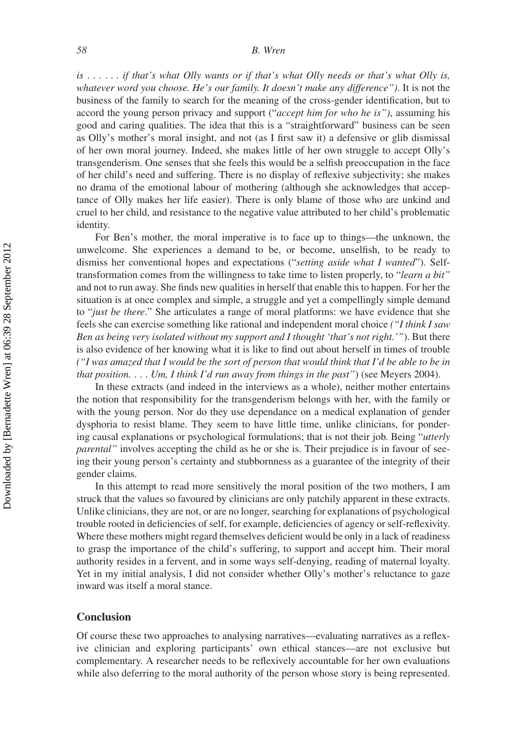*is . . . . . . if that's what Olly wants or if that's what Olly needs or that's what Olly is, whatever word you choose. He's our family. It doesn't make any difference")*. It is not the business of the family to search for the meaning of the cross-gender identification, but to accord the young person privacy and support ("*accept him for who he is")*, assuming his good and caring qualities. The idea that this is a "straightforward" business can be seen as Olly's mother's moral insight, and not (as I first saw it) a defensive or glib dismissal of her own moral journey. Indeed, she makes little of her own struggle to accept Olly's transgenderism. One senses that she feels this would be a selfish preoccupation in the face of her child's need and suffering. There is no display of reflexive subjectivity; she makes no drama of the emotional labour of mothering (although she acknowledges that acceptance of Olly makes her life easier). There is only blame of those who are unkind and cruel to her child, and resistance to the negative value attributed to her child's problematic identity.

For Ben's mother, the moral imperative is to face up to things—the unknown, the unwelcome. She experiences a demand to be, or become, unselfish, to be ready to dismiss her conventional hopes and expectations ("*setting aside what I wanted*"). Self-transformation comes from the willingness to take time to listen properly, to "*learn a bit"* and not to run away. She finds new qualities in herself that enable this to happen. For her the situation is at once complex and simple, a struggle and yet a compellingly simple demand to "*just be there*." She articulates a range of moral platforms: we have evidence that she feels she can exercise something like rational and independent moral choice *("I think I saw Ben as being very isolated without my support and I thought 'that's not right.'"*). But there is also evidence of her knowing what it is like to find out about herself in times of trouble *("I was amazed that I would be the sort of person that would think that I'd be able to be in that position. . . . Um, I think I'd run away from things in the past"*) (see Meyers 2004).

In these extracts (and indeed in the interviews as a whole), neither mother entertains the notion that responsibility for the transgenderism belongs with her, with the family or with the young person. Nor do they use dependance on a medical explanation of gender dysphoria to resist blame. They seem to have little time, unlike clinicians, for pondering causal explanations or psychological formulations; that is not their job. Being "*utterly parental"* involves accepting the child as he or she is. Their prejudice is in favour of seeing their young person's certainty and stubbornness as a guarantee of the integrity of their gender claims.

In this attempt to read more sensitively the moral position of the two mothers, I am struck that the values so favoured by clinicians are only patchily apparent in these extracts. Unlike clinicians, they are not, or are no longer, searching for explanations of psychological trouble rooted in deficiencies of self, for example, deficiencies of agency or self-reflexivity. Where these mothers might regard themselves deficient would be only in a lack of readiness to grasp the importance of the child's suffering, to support and accept him. Their moral authority resides in a fervent, and in some ways self-denying, reading of maternal loyalty. Yet in my initial analysis, I did not consider whether Olly's mother's reluctance to gaze inward was itself a moral stance.

## Conclusion

Of course these two approaches to analysing narratives—evaluating narratives as a reflexive clinician and exploring participants' own ethical stances—are not exclusive but complementary. A researcher needs to be reflexively accountable for her own evaluations while also deferring to the moral authority of the person whose story is being represented.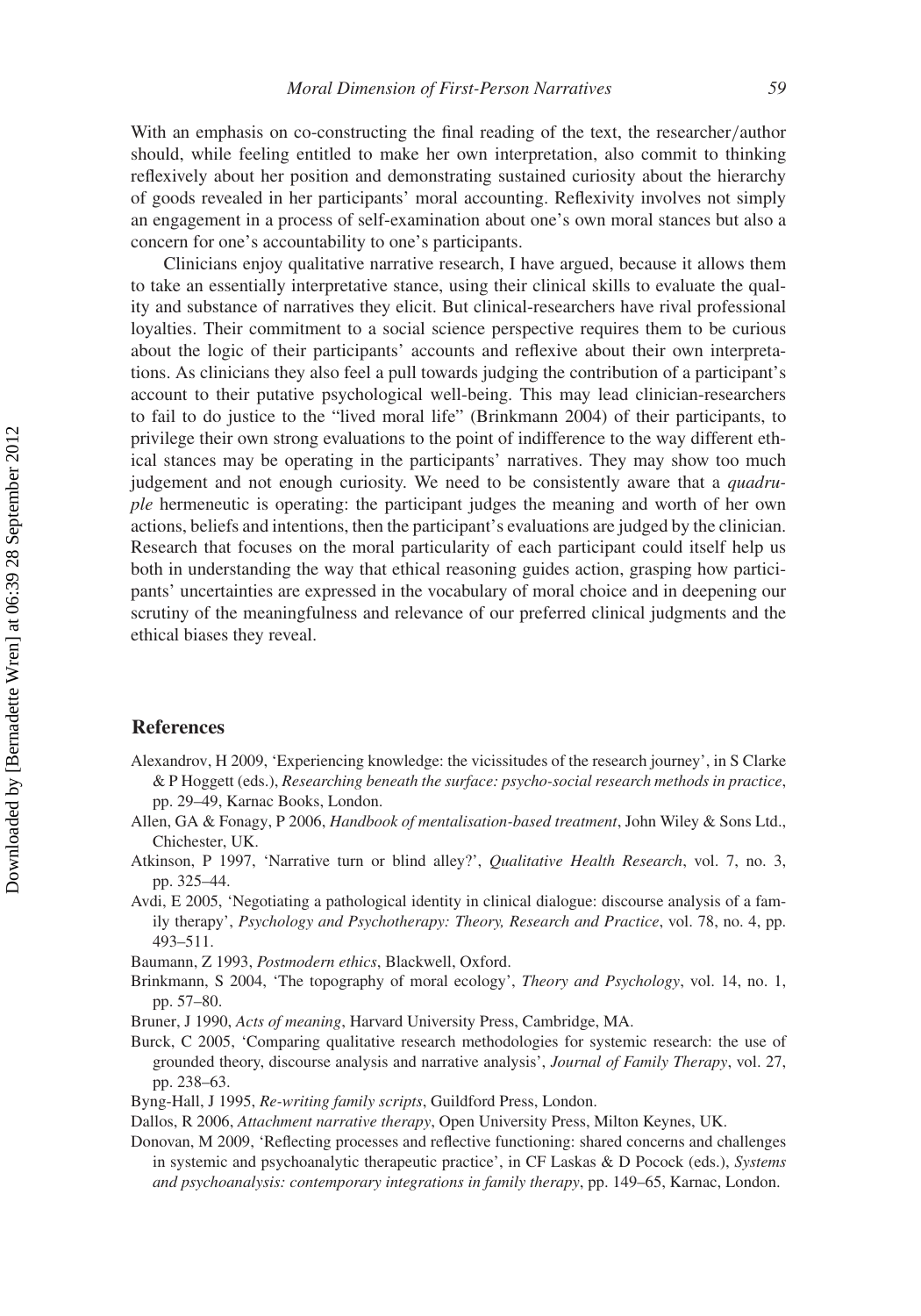With an emphasis on co-constructing the final reading of the text, the researcher/author should, while feeling entitled to make her own interpretation, also commit to thinking reflexively about her position and demonstrating sustained curiosity about the hierarchy of goods revealed in her participants' moral accounting. Reflexivity involves not simply an engagement in a process of self-examination about one's own moral stances but also a concern for one's accountability to one's participants.

Clinicians enjoy qualitative narrative research, I have argued, because it allows them to take an essentially interpretative stance, using their clinical skills to evaluate the quality and substance of narratives they elicit. But clinical-researchers have rival professional loyalties. Their commitment to a social science perspective requires them to be curious about the logic of their participants' accounts and reflexive about their own interpretations. As clinicians they also feel a pull towards judging the contribution of a participant's account to their putative psychological well-being. This may lead clinician-researchers to fail to do justice to the "lived moral life" (Brinkmann 2004) of their participants, to privilege their own strong evaluations to the point of indifference to the way different ethical stances may be operating in the participants' narratives. They may show too much judgement and not enough curiosity. We need to be consistently aware that a *quadruple* hermeneutic is operating: the participant judges the meaning and worth of her own actions, beliefs and intentions, then the participant's evaluations are judged by the clinician. Research that focuses on the moral particularity of each participant could itself help us both in understanding the way that ethical reasoning guides action, grasping how participants' uncertainties are expressed in the vocabulary of moral choice and in deepening our scrutiny of the meaningfulness and relevance of our preferred clinical judgments and the ethical biases they reveal.

## References

Alexandrov, H 2009, 'Experiencing knowledge: the vicissitudes of the research journey', in S Clarke & P Hoggett (eds.), *Researching beneath the surface: psycho-social research methods in practice*, pp. 29–49, Karnac Books, London.

Allen, GA & Fonagy, P 2006, *Handbook of mentalisation-based treatment*, John Wiley & Sons Ltd., Chichester, UK.

Atkinson, P 1997, 'Narrative turn or blind alley?', *Qualitative Health Research*, vol. 7, no. 3, pp. 325–44.

Avdi, E 2005, 'Negotiating a pathological identity in clinical dialogue: discourse analysis of a family therapy', *Psychology and Psychotherapy: Theory, Research and Practice*, vol. 78, no. 4, pp. 493–511.

Baumann, Z 1993, *Postmodern ethics*, Blackwell, Oxford.

Brinkmann, S 2004, 'The topography of moral ecology', *Theory and Psychology*, vol. 14, no. 1, pp. 57–80.

Bruner, J 1990, *Acts of meaning*, Harvard University Press, Cambridge, MA.

Burck, C 2005, 'Comparing qualitative research methodologies for systemic research: the use of grounded theory, discourse analysis and narrative analysis', *Journal of Family Therapy*, vol. 27, pp. 238–63.

Byng-Hall, J 1995, *Re-writing family scripts*, Guildford Press, London.

Dallos, R 2006, *Attachment narrative therapy*, Open University Press, Milton Keynes, UK.

Donovan, M 2009, 'Reflecting processes and reflective functioning: shared concerns and challenges in systemic and psychoanalytic therapeutic practice', in CF Laskas & D Pocock (eds.), *Systems and psychoanalysis: contemporary integrations in family therapy*, pp. 149–65, Karnac, London.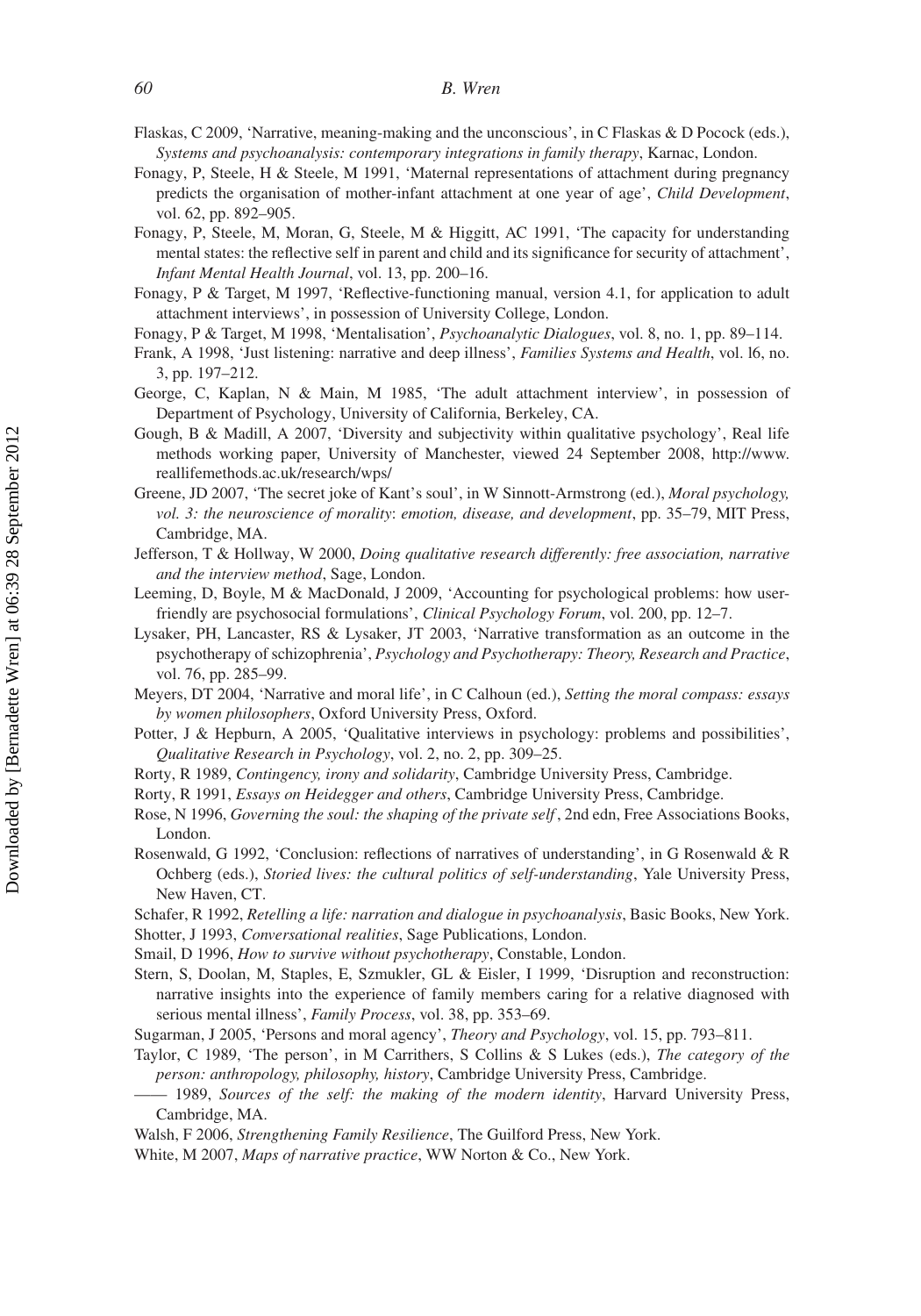Flaskas, C 2009, 'Narrative, meaning-making and the unconscious', in C Flaskas & D Pocock (eds.), *Systems and psychoanalysis: contemporary integrations in family therapy*, Karnac, London.

Fonagy, P, Steele, H & Steele, M 1991, 'Maternal representations of attachment during pregnancy predicts the organisation of mother-infant attachment at one year of age', *Child Development*, vol. 62, pp. 892–905.

Fonagy, P, Steele, M, Moran, G, Steele, M & Higgitt, AC 1991, 'The capacity for understanding mental states: the reflective self in parent and child and its significance for security of attachment', *Infant Mental Health Journal*, vol. 13, pp. 200–16.

Fonagy, P & Target, M 1997, 'Reflective-functioning manual, version 4.1, for application to adult attachment interviews', in possession of University College, London.

Fonagy, P & Target, M 1998, 'Mentalisation', *Psychoanalytic Dialogues*, vol. 8, no. 1, pp. 89–114.

Frank, A 1998, 'Just listening: narrative and deep illness', *Families Systems and Health*, vol. l6, no. 3, pp. 197–212.

George, C, Kaplan, N & Main, M 1985, 'The adult attachment interview', in possession of Department of Psychology, University of California, Berkeley, CA.

Gough, B & Madill, A 2007, 'Diversity and subjectivity within qualitative psychology', Real life methods working paper, University of Manchester, viewed 24 September 2008, http://www.reallifemethods.ac.uk/research/wps/

Greene, JD 2007, 'The secret joke of Kant's soul', in W Sinnott-Armstrong (ed.), *Moral psychology, vol. 3: the neuroscience of morality*: *emotion, disease, and development*, pp. 35–79, MIT Press, Cambridge, MA.

Jefferson, T & Hollway, W 2000, *Doing qualitative research differently: free association, narrative and the interview method*, Sage, London.

Leeming, D, Boyle, M & MacDonald, J 2009, 'Accounting for psychological problems: how user-friendly are psychosocial formulations', *Clinical Psychology Forum*, vol. 200, pp. 12–7.

Lysaker, PH, Lancaster, RS & Lysaker, JT 2003, 'Narrative transformation as an outcome in the psychotherapy of schizophrenia', *Psychology and Psychotherapy: Theory, Research and Practice*, vol. 76, pp. 285–99.

Meyers, DT 2004, 'Narrative and moral life', in C Calhoun (ed.), *Setting the moral compass: essays by women philosophers*, Oxford University Press, Oxford.

Potter, J & Hepburn, A 2005, 'Qualitative interviews in psychology: problems and possibilities', *Qualitative Research in Psychology*, vol. 2, no. 2, pp. 309–25.

Rorty, R 1989, *Contingency, irony and solidarity*, Cambridge University Press, Cambridge.

Rorty, R 1991, *Essays on Heidegger and others*, Cambridge University Press, Cambridge.

Rose, N 1996, *Governing the soul: the shaping of the private self*, 2nd edn, Free Associations Books, London.

Rosenwald, G 1992, 'Conclusion: reflections of narratives of understanding', in G Rosenwald & R Ochberg (eds.), *Storied lives: the cultural politics of self-understanding*, Yale University Press, New Haven, CT.

Schafer, R 1992, *Retelling a life: narration and dialogue in psychoanalysis*, Basic Books, New York.

Shotter, J 1993, *Conversational realities*, Sage Publications, London.

Smail, D 1996, *How to survive without psychotherapy*, Constable, London.

Stern, S, Doolan, M, Staples, E, Szmukler, GL & Eisler, I 1999, 'Disruption and reconstruction: narrative insights into the experience of family members caring for a relative diagnosed with serious mental illness', *Family Process*, vol. 38, pp. 353–69.

Sugarman, J 2005, 'Persons and moral agency', *Theory and Psychology*, vol. 15, pp. 793–811.

Taylor, C 1989, 'The person', in M Carrithers, S Collins & S Lukes (eds.), *The category of the person: anthropology, philosophy, history*, Cambridge University Press, Cambridge.

—— 1989, *Sources of the self: the making of the modern identity*, Harvard University Press, Cambridge, MA.

Walsh, F 2006, *Strengthening Family Resilience*, The Guilford Press, New York.

White, M 2007, *Maps of narrative practice*, WW Norton & Co., New York.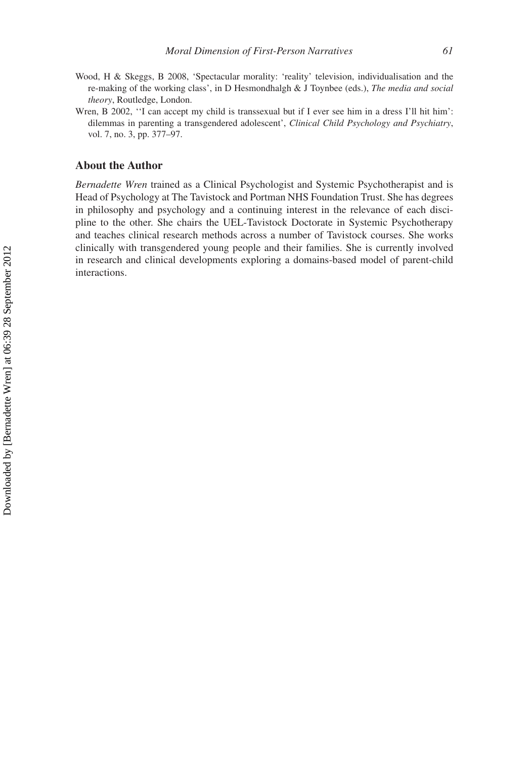Wood, H & Skeggs, B 2008, 'Spectacular morality: 'reality' television, individualisation and the re-making of the working class', in D Hesmondhalgh & J Toynbee (eds.), *The media and social theory*, Routledge, London.

Wren, B 2002, ''I can accept my child is transsexual but if I ever see him in a dress I'll hit him': dilemmas in parenting a transgendered adolescent', *Clinical Child Psychology and Psychiatry*, vol. 7, no. 3, pp. 377–97.

## About the Author

*Bernadette Wren* trained as a Clinical Psychologist and Systemic Psychotherapist and is Head of Psychology at The Tavistock and Portman NHS Foundation Trust. She has degrees in philosophy and psychology and a continuing interest in the relevance of each discipline to the other. She chairs the UEL-Tavistock Doctorate in Systemic Psychotherapy and teaches clinical research methods across a number of Tavistock courses. She works clinically with transgendered young people and their families. She is currently involved in research and clinical developments exploring a domains-based model of parent-child interactions.